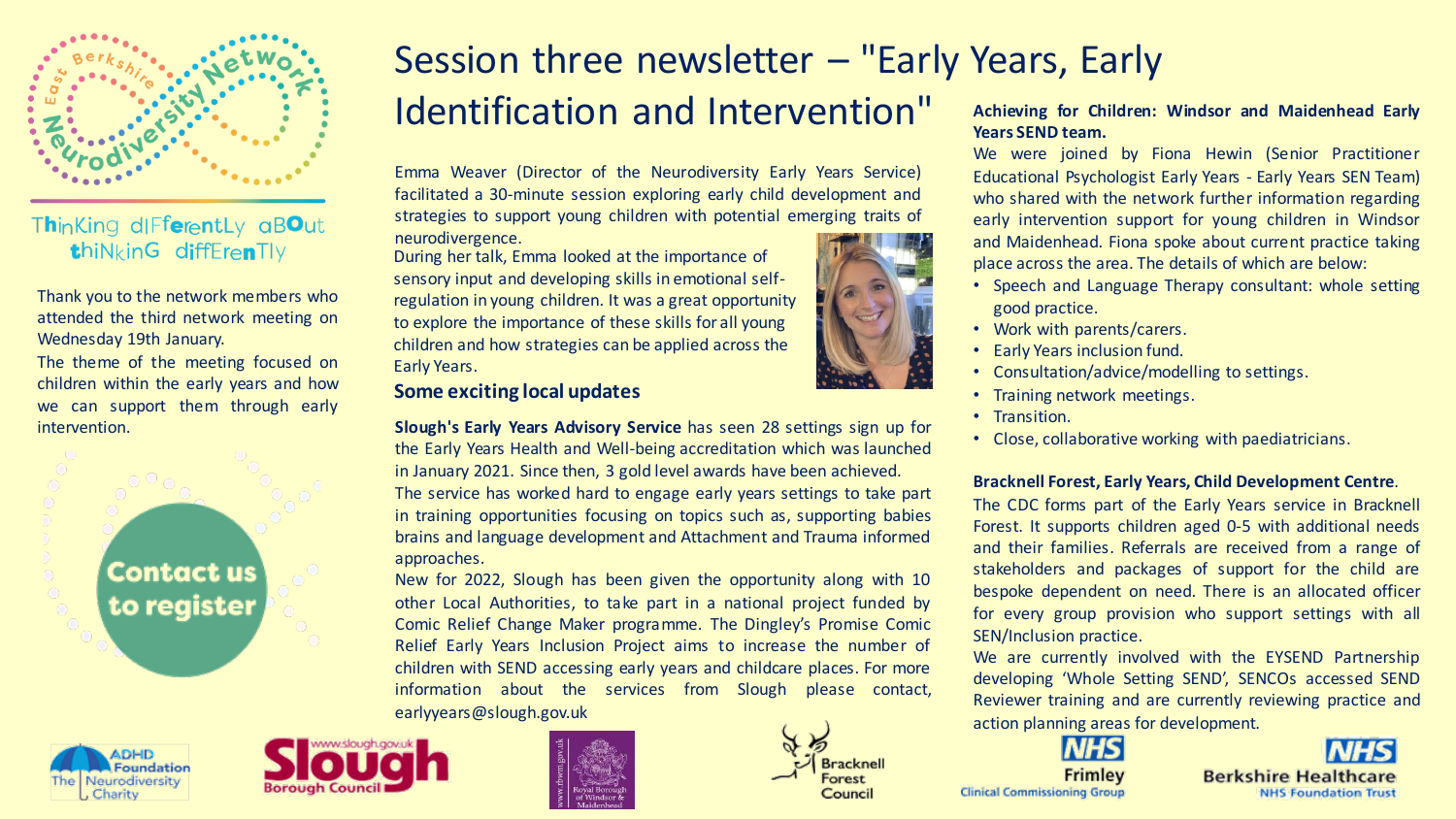# Session three newsletter – "Early Years, Early Identification and Intervention"

East Berkshire Neurodiversity Network

Thinking differently about thinking differently

Thank you to the network members who attended the third network meeting on Wednesday 19th January.

The theme of the meeting focused on children within the early years and how we can support them through early intervention.

**Contact us to register**

Emma Weaver (Director of the Neurodiversity Early Years Service) facilitated a 30-minute session exploring early child development and strategies to support young children with potential emerging traits of neurodivergence.

During her talk, Emma looked at the importance of sensory input and developing skills in emotional self-regulation in young children. It was a great opportunity to explore the importance of these skills for all young children and how strategies can be applied across the Early Years.

## Some exciting local updates

**Slough's Early Years Advisory Service** has seen 28 settings sign up for the Early Years Health and Well-being accreditation which was launched in January 2021. Since then, 3 gold level awards have been achieved.

The service has worked hard to engage early years settings to take part in training opportunities focusing on topics such as, supporting babies brains and language development and Attachment and Trauma informed approaches.

New for 2022, Slough has been given the opportunity along with 10 other Local Authorities, to take part in a national project funded by Comic Relief Change Maker programme. The Dingley's Promise Comic Relief Early Years Inclusion Project aims to increase the number of children with SEND accessing early years and childcare places. For more information about the services from Slough please contact, earlyyears@slough.gov.uk

**Achieving for Children: Windsor and Maidenhead Early Years SEND team.**

We were joined by Fiona Hewin (Senior Practitioner Educational Psychologist Early Years - Early Years SEN Team) who shared with the network further information regarding early intervention support for young children in Windsor and Maidenhead. Fiona spoke about current practice taking place across the area. The details of which are below:

- Speech and Language Therapy consultant: whole setting good practice.
- Work with parents/carers.
- Early Years inclusion fund.
- Consultation/advice/modelling to settings.
- Training network meetings.
- Transition.
- Close, collaborative working with paediatricians.

**Bracknell Forest, Early Years, Child Development Centre**.

The CDC forms part of the Early Years service in Bracknell Forest. It supports children aged 0-5 with additional needs and their families. Referrals are received from a range of stakeholders and packages of support for the child are bespoke dependent on need. There is an allocated officer for every group provision who support settings with all SEN/Inclusion practice.

We are currently involved with the EYSEND Partnership developing 'Whole Setting SEND', SENCOs accessed SEND Reviewer training and are currently reviewing practice and action planning areas for development.

ADHD Foundation The Neurodiversity Charity | Slough Borough Council | Royal Borough of Windsor & Maidenhead | Bracknell Forest Council | NHS Frimley Clinical Commissioning Group | NHS Berkshire Healthcare NHS Foundation Trust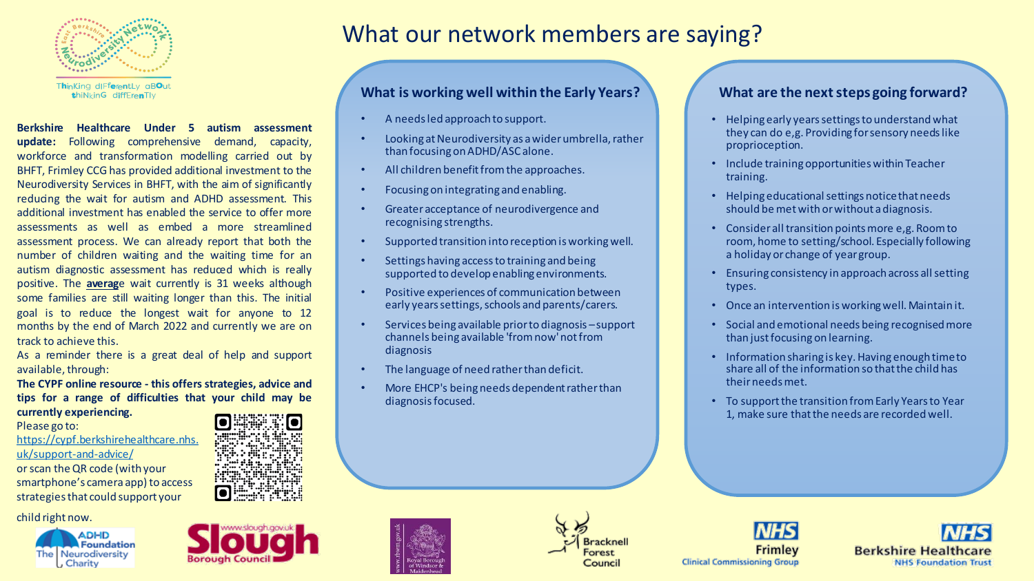Thinking differently about thinking differently

**Berkshire Healthcare Under 5 autism assessment update:** Following comprehensive demand, capacity, workforce and transformation modelling carried out by BHFT, Frimley CCG has provided additional investment to the Neurodiversity Services in BHFT, with the aim of significantly reducing the wait for autism and ADHD assessment. This additional investment has enabled the service to offer more assessments as well as embed a more streamlined assessment process. We can already report that both the number of children waiting and the waiting time for an autism diagnostic assessment has reduced which is really positive. The **average** wait currently is 31 weeks although some families are still waiting longer than this. The initial goal is to reduce the longest wait for anyone to 12 months by the end of March 2022 and currently we are on track to achieve this.

As a reminder there is a great deal of help and support available, through:

**The CYPF online resource - this offers strategies, advice and tips for a range of difficulties that your child may be currently experiencing.**

Please go to:
https://cypf.berkshirehealthcare.nhs.uk/support-and-advice/
or scan the QR code (with your smartphone's camera app) to access strategies that could support your child right now.

# What our network members are saying?

## What is working well within the Early Years?

- A needs led approach to support.
- Looking at Neurodiversity as a wider umbrella, rather than focusing on ADHD/ASC alone.
- All children benefit from the approaches.
- Focusing on integrating and enabling.
- Greater acceptance of neurodivergence and recognising strengths.
- Supported transition into reception is working well.
- Settings having access to training and being supported to develop enabling environments.
- Positive experiences of communication between early years settings, schools and parents/carers.
- Services being available prior to diagnosis – support channels being available 'from now' not from diagnosis
- The language of need rather than deficit.
- More EHCP's being needs dependent rather than diagnosis focused.

## What are the next steps going forward?

- Helping early years settings to understand what they can do e,g. Providing for sensory needs like proprioception.
- Include training opportunities within Teacher training.
- Helping educational settings notice that needs should be met with or without a diagnosis.
- Consider all transition points more e,g. Room to room, home to setting/school. Especially following a holiday or change of year group.
- Ensuring consistency in approach across all setting types.
- Once an intervention is working well. Maintain it.
- Social and emotional needs being recognised more than just focusing on learning.
- Information sharing is key. Having enough time to share all of the information so that the child has their needs met.
- To support the transition from Early Years to Year 1, make sure that the needs are recorded well.